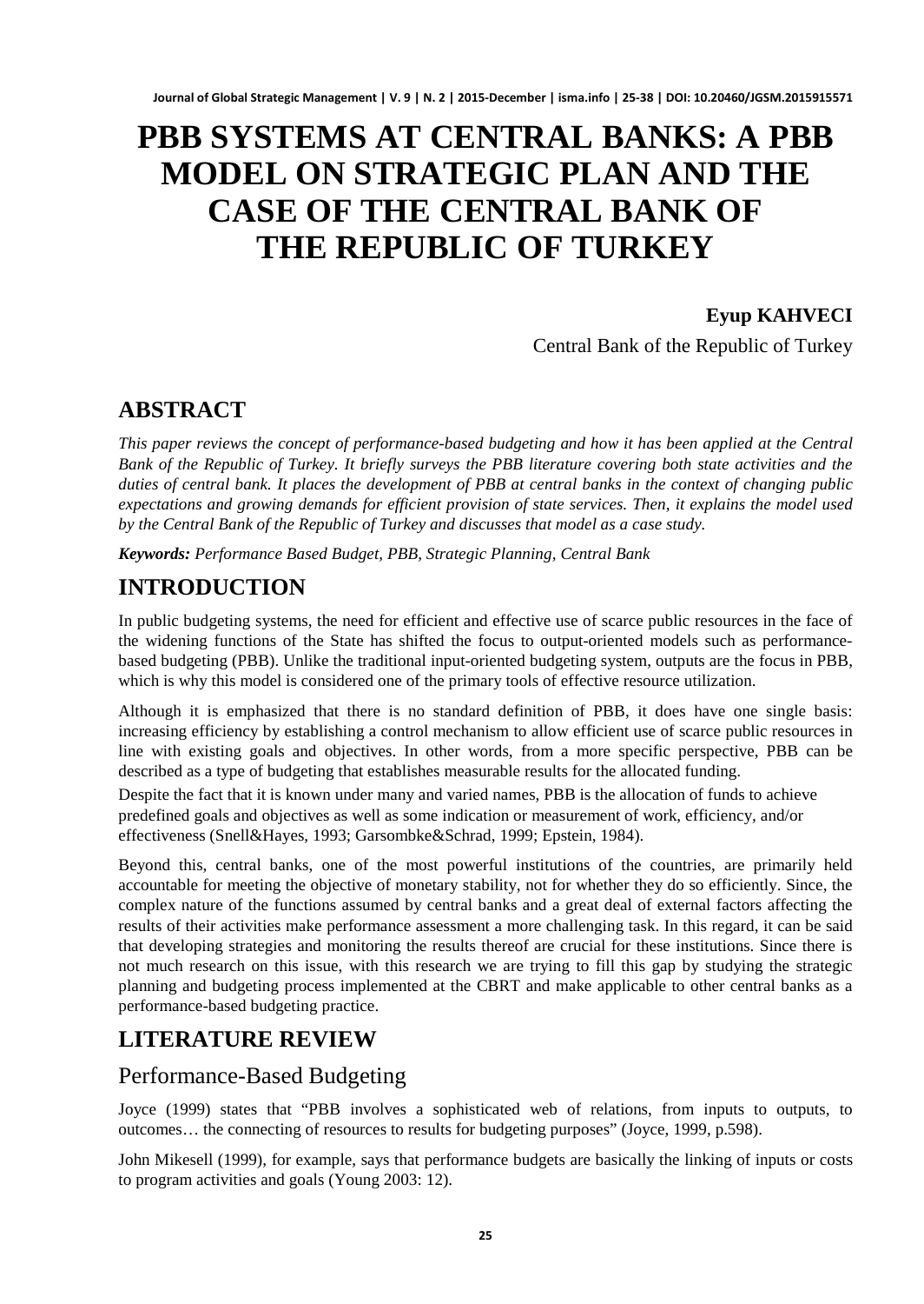# PBB SYSTEMS AT CENTRAL BANKS: A PBB MODEL ON STRATEGIC PLAN AND THE CASE OF THE CENTRAL BANK OF THE REPUBLIC OF TURKEY

**Eyup KAHVECI**

Central Bank of the Republic of Turkey

## ABSTRACT

*This paper reviews the concept of performance-based budgeting and how it has been applied at the Central Bank of the Republic of Turkey. It briefly surveys the PBB literature covering both state activities and the duties of central bank. It places the development of PBB at central banks in the context of changing public expectations and growing demands for efficient provision of state services. Then, it explains the model used by the Central Bank of the Republic of Turkey and discusses that model as a case study.*

***Keywords:*** *Performance Based Budget, PBB, Strategic Planning, Central Bank*

## INTRODUCTION

In public budgeting systems, the need for efficient and effective use of scarce public resources in the face of the widening functions of the State has shifted the focus to output-oriented models such as performance-based budgeting (PBB). Unlike the traditional input-oriented budgeting system, outputs are the focus in PBB, which is why this model is considered one of the primary tools of effective resource utilization.

Although it is emphasized that there is no standard definition of PBB, it does have one single basis: increasing efficiency by establishing a control mechanism to allow efficient use of scarce public resources in line with existing goals and objectives. In other words, from a more specific perspective, PBB can be described as a type of budgeting that establishes measurable results for the allocated funding.

Despite the fact that it is known under many and varied names, PBB is the allocation of funds to achieve predefined goals and objectives as well as some indication or measurement of work, efficiency, and/or effectiveness (Snell&Hayes, 1993; Garsombke&Schrad, 1999; Epstein, 1984).

Beyond this, central banks, one of the most powerful institutions of the countries, are primarily held accountable for meeting the objective of monetary stability, not for whether they do so efficiently. Since, the complex nature of the functions assumed by central banks and a great deal of external factors affecting the results of their activities make performance assessment a more challenging task. In this regard, it can be said that developing strategies and monitoring the results thereof are crucial for these institutions. Since there is not much research on this issue, with this research we are trying to fill this gap by studying the strategic planning and budgeting process implemented at the CBRT and make applicable to other central banks as a performance-based budgeting practice.

## LITERATURE REVIEW

### Performance-Based Budgeting

Joyce (1999) states that "PBB involves a sophisticated web of relations, from inputs to outputs, to outcomes… the connecting of resources to results for budgeting purposes" (Joyce, 1999, p.598).

John Mikesell (1999), for example, says that performance budgets are basically the linking of inputs or costs to program activities and goals (Young 2003: 12).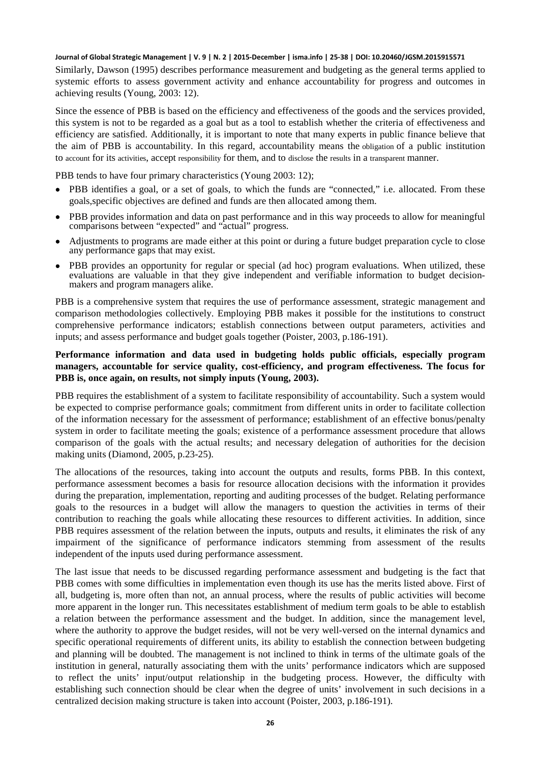Similarly, Dawson (1995) describes performance measurement and budgeting as the general terms applied to systemic efforts to assess government activity and enhance accountability for progress and outcomes in achieving results (Young, 2003: 12).

Since the essence of PBB is based on the efficiency and effectiveness of the goods and the services provided, this system is not to be regarded as a goal but as a tool to establish whether the criteria of effectiveness and efficiency are satisfied. Additionally, it is important to note that many experts in public finance believe that the aim of PBB is accountability. In this regard, accountability means the obligation of a public institution to account for its activities, accept responsibility for them, and to disclose the results in a transparent manner.

PBB tends to have four primary characteristics (Young 2003: 12);

- PBB identifies a goal, or a set of goals, to which the funds are "connected," i.e. allocated. From these goals,specific objectives are defined and funds are then allocated among them.
- PBB provides information and data on past performance and in this way proceeds to allow for meaningful comparisons between "expected" and "actual" progress.
- Adjustments to programs are made either at this point or during a future budget preparation cycle to close any performance gaps that may exist.
- PBB provides an opportunity for regular or special (ad hoc) program evaluations. When utilized, these evaluations are valuable in that they give independent and verifiable information to budget decision-makers and program managers alike.

PBB is a comprehensive system that requires the use of performance assessment, strategic management and comparison methodologies collectively. Employing PBB makes it possible for the institutions to construct comprehensive performance indicators; establish connections between output parameters, activities and inputs; and assess performance and budget goals together (Poister, 2003, p.186-191).

**Performance information and data used in budgeting holds public officials, especially program managers, accountable for service quality, cost-efficiency, and program effectiveness. The focus for PBB is, once again, on results, not simply inputs (Young, 2003).**

PBB requires the establishment of a system to facilitate responsibility of accountability. Such a system would be expected to comprise performance goals; commitment from different units in order to facilitate collection of the information necessary for the assessment of performance; establishment of an effective bonus/penalty system in order to facilitate meeting the goals; existence of a performance assessment procedure that allows comparison of the goals with the actual results; and necessary delegation of authorities for the decision making units (Diamond, 2005, p.23-25).

The allocations of the resources, taking into account the outputs and results, forms PBB. In this context, performance assessment becomes a basis for resource allocation decisions with the information it provides during the preparation, implementation, reporting and auditing processes of the budget. Relating performance goals to the resources in a budget will allow the managers to question the activities in terms of their contribution to reaching the goals while allocating these resources to different activities. In addition, since PBB requires assessment of the relation between the inputs, outputs and results, it eliminates the risk of any impairment of the significance of performance indicators stemming from assessment of the results independent of the inputs used during performance assessment.

The last issue that needs to be discussed regarding performance assessment and budgeting is the fact that PBB comes with some difficulties in implementation even though its use has the merits listed above. First of all, budgeting is, more often than not, an annual process, where the results of public activities will become more apparent in the longer run. This necessitates establishment of medium term goals to be able to establish a relation between the performance assessment and the budget. In addition, since the management level, where the authority to approve the budget resides, will not be very well-versed on the internal dynamics and specific operational requirements of different units, its ability to establish the connection between budgeting and planning will be doubted. The management is not inclined to think in terms of the ultimate goals of the institution in general, naturally associating them with the units' performance indicators which are supposed to reflect the units' input/output relationship in the budgeting process. However, the difficulty with establishing such connection should be clear when the degree of units' involvement in such decisions in a centralized decision making structure is taken into account (Poister, 2003, p.186-191).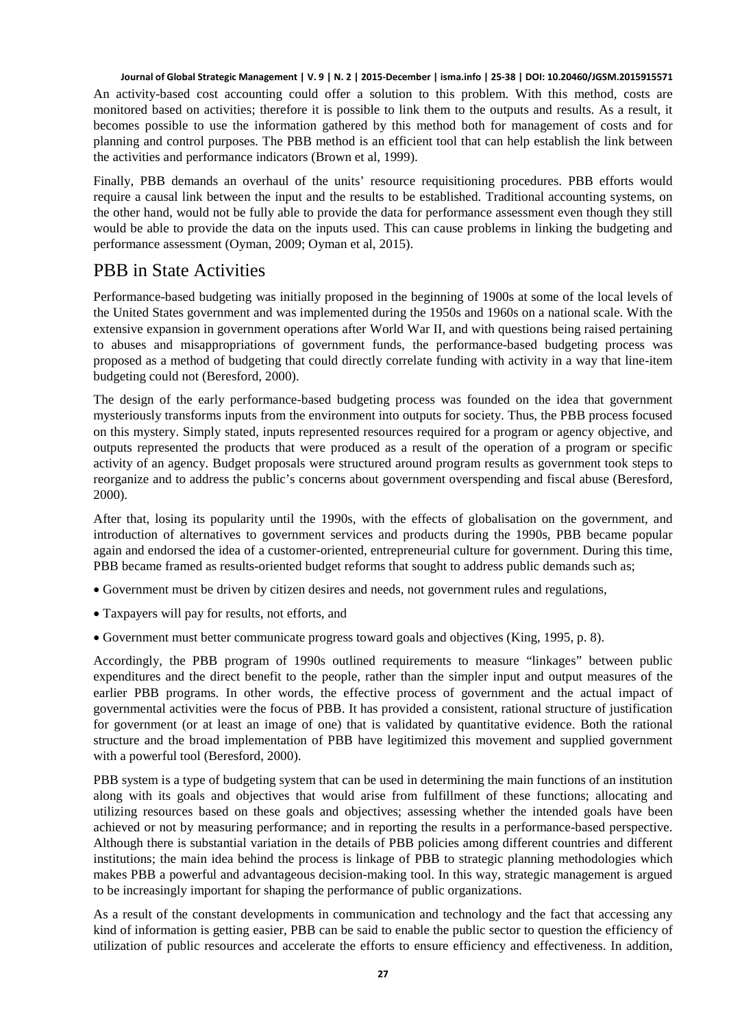An activity-based cost accounting could offer a solution to this problem. With this method, costs are monitored based on activities; therefore it is possible to link them to the outputs and results. As a result, it becomes possible to use the information gathered by this method both for management of costs and for planning and control purposes. The PBB method is an efficient tool that can help establish the link between the activities and performance indicators (Brown et al, 1999).

Finally, PBB demands an overhaul of the units' resource requisitioning procedures. PBB efforts would require a causal link between the input and the results to be established. Traditional accounting systems, on the other hand, would not be fully able to provide the data for performance assessment even though they still would be able to provide the data on the inputs used. This can cause problems in linking the budgeting and performance assessment (Oyman, 2009; Oyman et al, 2015).

## PBB in State Activities

Performance-based budgeting was initially proposed in the beginning of 1900s at some of the local levels of the United States government and was implemented during the 1950s and 1960s on a national scale. With the extensive expansion in government operations after World War II, and with questions being raised pertaining to abuses and misappropriations of government funds, the performance-based budgeting process was proposed as a method of budgeting that could directly correlate funding with activity in a way that line-item budgeting could not (Beresford, 2000).

The design of the early performance-based budgeting process was founded on the idea that government mysteriously transforms inputs from the environment into outputs for society. Thus, the PBB process focused on this mystery. Simply stated, inputs represented resources required for a program or agency objective, and outputs represented the products that were produced as a result of the operation of a program or specific activity of an agency. Budget proposals were structured around program results as government took steps to reorganize and to address the public's concerns about government overspending and fiscal abuse (Beresford, 2000).

After that, losing its popularity until the 1990s, with the effects of globalisation on the government, and introduction of alternatives to government services and products during the 1990s, PBB became popular again and endorsed the idea of a customer-oriented, entrepreneurial culture for government. During this time, PBB became framed as results-oriented budget reforms that sought to address public demands such as;

- Government must be driven by citizen desires and needs, not government rules and regulations,
- Taxpayers will pay for results, not efforts, and
- Government must better communicate progress toward goals and objectives (King, 1995, p. 8).

Accordingly, the PBB program of 1990s outlined requirements to measure "linkages" between public expenditures and the direct benefit to the people, rather than the simpler input and output measures of the earlier PBB programs. In other words, the effective process of government and the actual impact of governmental activities were the focus of PBB. It has provided a consistent, rational structure of justification for government (or at least an image of one) that is validated by quantitative evidence. Both the rational structure and the broad implementation of PBB have legitimized this movement and supplied government with a powerful tool (Beresford, 2000).

PBB system is a type of budgeting system that can be used in determining the main functions of an institution along with its goals and objectives that would arise from fulfillment of these functions; allocating and utilizing resources based on these goals and objectives; assessing whether the intended goals have been achieved or not by measuring performance; and in reporting the results in a performance-based perspective. Although there is substantial variation in the details of PBB policies among different countries and different institutions; the main idea behind the process is linkage of PBB to strategic planning methodologies which makes PBB a powerful and advantageous decision-making tool. In this way, strategic management is argued to be increasingly important for shaping the performance of public organizations.

As a result of the constant developments in communication and technology and the fact that accessing any kind of information is getting easier, PBB can be said to enable the public sector to question the efficiency of utilization of public resources and accelerate the efforts to ensure efficiency and effectiveness. In addition,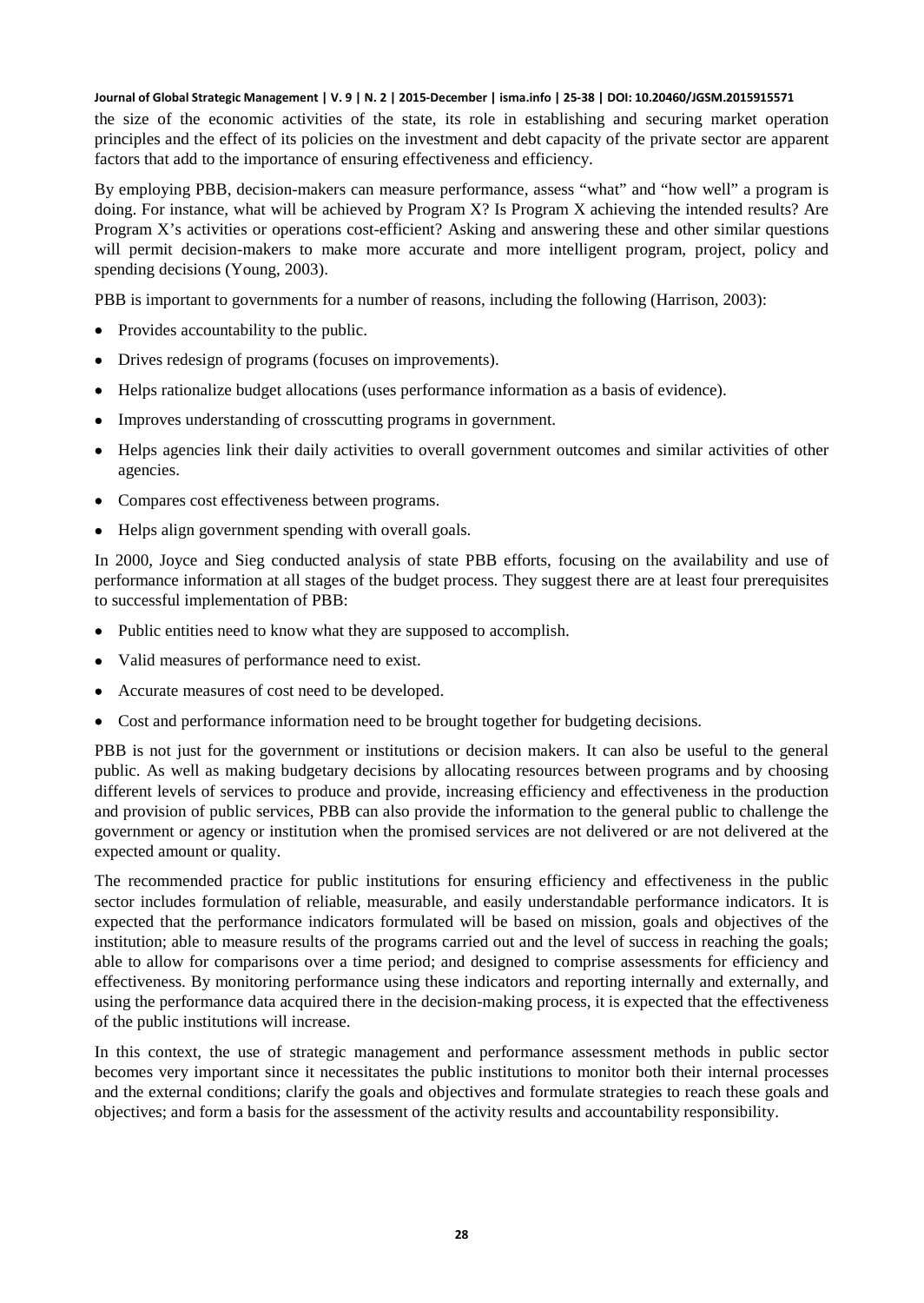the size of the economic activities of the state, its role in establishing and securing market operation principles and the effect of its policies on the investment and debt capacity of the private sector are apparent factors that add to the importance of ensuring effectiveness and efficiency.

By employing PBB, decision-makers can measure performance, assess "what" and "how well" a program is doing. For instance, what will be achieved by Program X? Is Program X achieving the intended results? Are Program X's activities or operations cost-efficient? Asking and answering these and other similar questions will permit decision-makers to make more accurate and more intelligent program, project, policy and spending decisions (Young, 2003).

PBB is important to governments for a number of reasons, including the following (Harrison, 2003):

- Provides accountability to the public.
- Drives redesign of programs (focuses on improvements).
- Helps rationalize budget allocations (uses performance information as a basis of evidence).
- Improves understanding of crosscutting programs in government.
- Helps agencies link their daily activities to overall government outcomes and similar activities of other agencies.
- Compares cost effectiveness between programs.
- Helps align government spending with overall goals.

In 2000, Joyce and Sieg conducted analysis of state PBB efforts, focusing on the availability and use of performance information at all stages of the budget process. They suggest there are at least four prerequisites to successful implementation of PBB:

- Public entities need to know what they are supposed to accomplish.
- Valid measures of performance need to exist.
- Accurate measures of cost need to be developed.
- Cost and performance information need to be brought together for budgeting decisions.

PBB is not just for the government or institutions or decision makers. It can also be useful to the general public. As well as making budgetary decisions by allocating resources between programs and by choosing different levels of services to produce and provide, increasing efficiency and effectiveness in the production and provision of public services, PBB can also provide the information to the general public to challenge the government or agency or institution when the promised services are not delivered or are not delivered at the expected amount or quality.

The recommended practice for public institutions for ensuring efficiency and effectiveness in the public sector includes formulation of reliable, measurable, and easily understandable performance indicators. It is expected that the performance indicators formulated will be based on mission, goals and objectives of the institution; able to measure results of the programs carried out and the level of success in reaching the goals; able to allow for comparisons over a time period; and designed to comprise assessments for efficiency and effectiveness. By monitoring performance using these indicators and reporting internally and externally, and using the performance data acquired there in the decision-making process, it is expected that the effectiveness of the public institutions will increase.

In this context, the use of strategic management and performance assessment methods in public sector becomes very important since it necessitates the public institutions to monitor both their internal processes and the external conditions; clarify the goals and objectives and formulate strategies to reach these goals and objectives; and form a basis for the assessment of the activity results and accountability responsibility.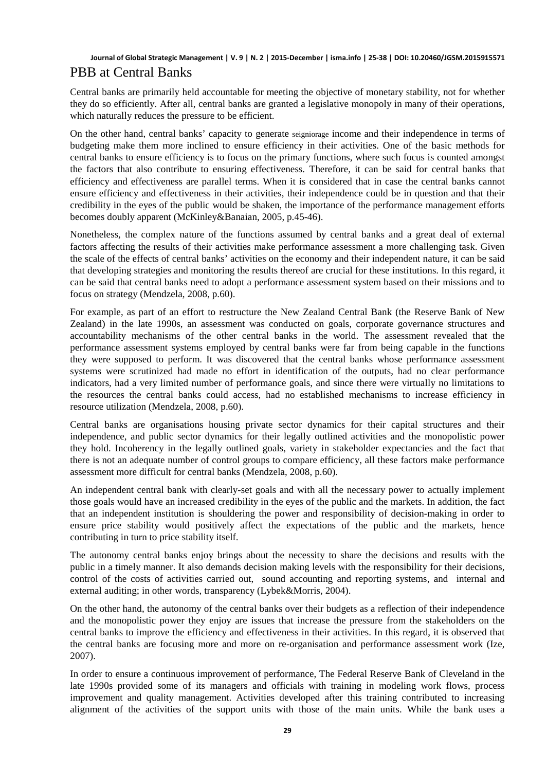## PBB at Central Banks

Central banks are primarily held accountable for meeting the objective of monetary stability, not for whether they do so efficiently. After all, central banks are granted a legislative monopoly in many of their operations, which naturally reduces the pressure to be efficient.

On the other hand, central banks' capacity to generate seigniorage income and their independence in terms of budgeting make them more inclined to ensure efficiency in their activities. One of the basic methods for central banks to ensure efficiency is to focus on the primary functions, where such focus is counted amongst the factors that also contribute to ensuring effectiveness. Therefore, it can be said for central banks that efficiency and effectiveness are parallel terms. When it is considered that in case the central banks cannot ensure efficiency and effectiveness in their activities, their independence could be in question and that their credibility in the eyes of the public would be shaken, the importance of the performance management efforts becomes doubly apparent (McKinley&Banaian, 2005, p.45-46).

Nonetheless, the complex nature of the functions assumed by central banks and a great deal of external factors affecting the results of their activities make performance assessment a more challenging task. Given the scale of the effects of central banks' activities on the economy and their independent nature, it can be said that developing strategies and monitoring the results thereof are crucial for these institutions. In this regard, it can be said that central banks need to adopt a performance assessment system based on their missions and to focus on strategy (Mendzela, 2008, p.60).

For example, as part of an effort to restructure the New Zealand Central Bank (the Reserve Bank of New Zealand) in the late 1990s, an assessment was conducted on goals, corporate governance structures and accountability mechanisms of the other central banks in the world. The assessment revealed that the performance assessment systems employed by central banks were far from being capable in the functions they were supposed to perform. It was discovered that the central banks whose performance assessment systems were scrutinized had made no effort in identification of the outputs, had no clear performance indicators, had a very limited number of performance goals, and since there were virtually no limitations to the resources the central banks could access, had no established mechanisms to increase efficiency in resource utilization (Mendzela, 2008, p.60).

Central banks are organisations housing private sector dynamics for their capital structures and their independence, and public sector dynamics for their legally outlined activities and the monopolistic power they hold. Incoherency in the legally outlined goals, variety in stakeholder expectancies and the fact that there is not an adequate number of control groups to compare efficiency, all these factors make performance assessment more difficult for central banks (Mendzela, 2008, p.60).

An independent central bank with clearly-set goals and with all the necessary power to actually implement those goals would have an increased credibility in the eyes of the public and the markets. In addition, the fact that an independent institution is shouldering the power and responsibility of decision-making in order to ensure price stability would positively affect the expectations of the public and the markets, hence contributing in turn to price stability itself.

The autonomy central banks enjoy brings about the necessity to share the decisions and results with the public in a timely manner. It also demands decision making levels with the responsibility for their decisions, control of the costs of activities carried out, sound accounting and reporting systems, and internal and external auditing; in other words, transparency (Lybek&Morris, 2004).

On the other hand, the autonomy of the central banks over their budgets as a reflection of their independence and the monopolistic power they enjoy are issues that increase the pressure from the stakeholders on the central banks to improve the efficiency and effectiveness in their activities. In this regard, it is observed that the central banks are focusing more and more on re-organisation and performance assessment work (Ize, 2007).

In order to ensure a continuous improvement of performance, The Federal Reserve Bank of Cleveland in the late 1990s provided some of its managers and officials with training in modeling work flows, process improvement and quality management. Activities developed after this training contributed to increasing alignment of the activities of the support units with those of the main units. While the bank uses a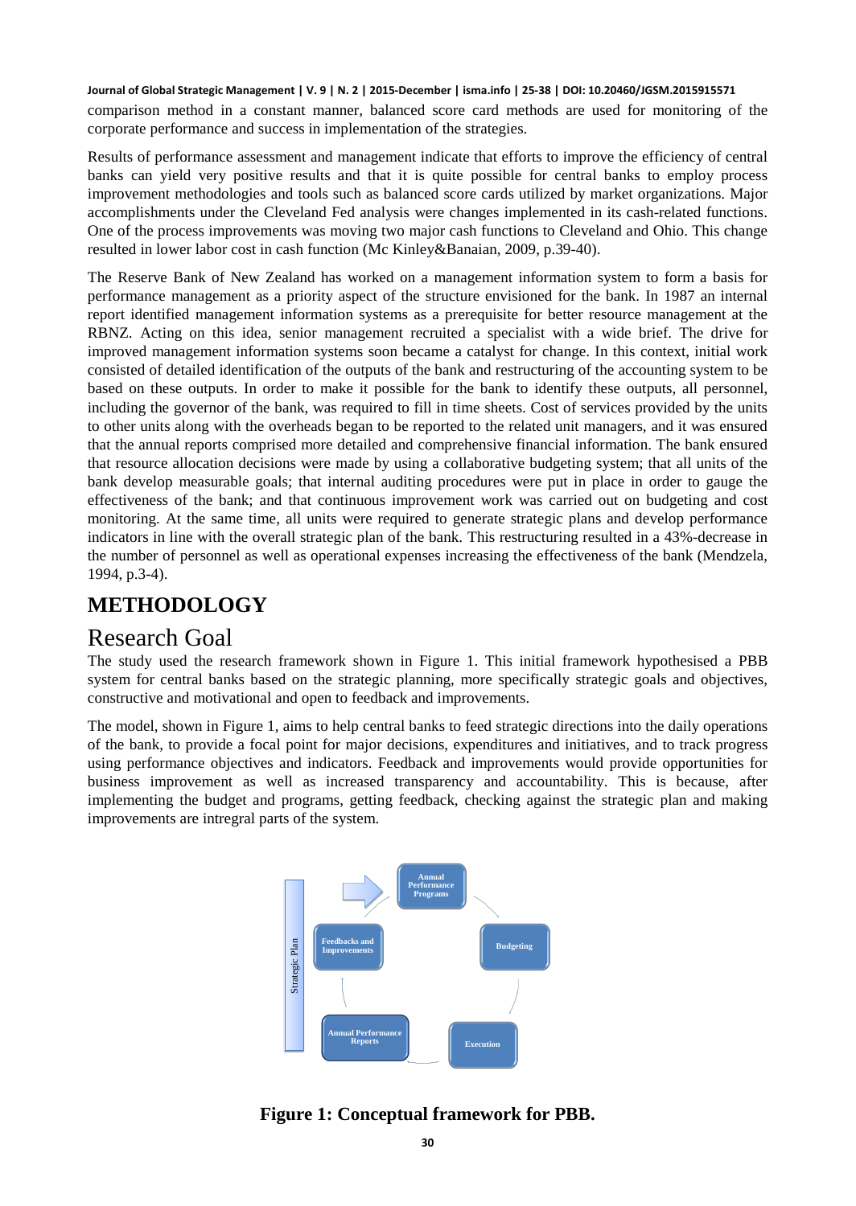comparison method in a constant manner, balanced score card methods are used for monitoring of the corporate performance and success in implementation of the strategies.

Results of performance assessment and management indicate that efforts to improve the efficiency of central banks can yield very positive results and that it is quite possible for central banks to employ process improvement methodologies and tools such as balanced score cards utilized by market organizations. Major accomplishments under the Cleveland Fed analysis were changes implemented in its cash-related functions. One of the process improvements was moving two major cash functions to Cleveland and Ohio. This change resulted in lower labor cost in cash function (Mc Kinley&Banaian, 2009, p.39-40).

The Reserve Bank of New Zealand has worked on a management information system to form a basis for performance management as a priority aspect of the structure envisioned for the bank. In 1987 an internal report identified management information systems as a prerequisite for better resource management at the RBNZ. Acting on this idea, senior management recruited a specialist with a wide brief. The drive for improved management information systems soon became a catalyst for change. In this context, initial work consisted of detailed identification of the outputs of the bank and restructuring of the accounting system to be based on these outputs. In order to make it possible for the bank to identify these outputs, all personnel, including the governor of the bank, was required to fill in time sheets. Cost of services provided by the units to other units along with the overheads began to be reported to the related unit managers, and it was ensured that the annual reports comprised more detailed and comprehensive financial information. The bank ensured that resource allocation decisions were made by using a collaborative budgeting system; that all units of the bank develop measurable goals; that internal auditing procedures were put in place in order to gauge the effectiveness of the bank; and that continuous improvement work was carried out on budgeting and cost monitoring. At the same time, all units were required to generate strategic plans and develop performance indicators in line with the overall strategic plan of the bank. This restructuring resulted in a 43%-decrease in the number of personnel as well as operational expenses increasing the effectiveness of the bank (Mendzela, 1994, p.3-4).

# METHODOLOGY

## Research Goal

The study used the research framework shown in Figure 1. This initial framework hypothesised a PBB system for central banks based on the strategic planning, more specifically strategic goals and objectives, constructive and motivational and open to feedback and improvements.

The model, shown in Figure 1, aims to help central banks to feed strategic directions into the daily operations of the bank, to provide a focal point for major decisions, expenditures and initiatives, and to track progress using performance objectives and indicators. Feedback and improvements would provide opportunities for business improvement as well as increased transparency and accountability. This is because, after implementing the budget and programs, getting feedback, checking against the strategic plan and making improvements are intregral parts of the system.

Strategic Plan

Annual Performance Programs

Budgeting

Execution

Annual Performance Reports

Feedbacks and Improvements

**Figure 1: Conceptual framework for PBB.**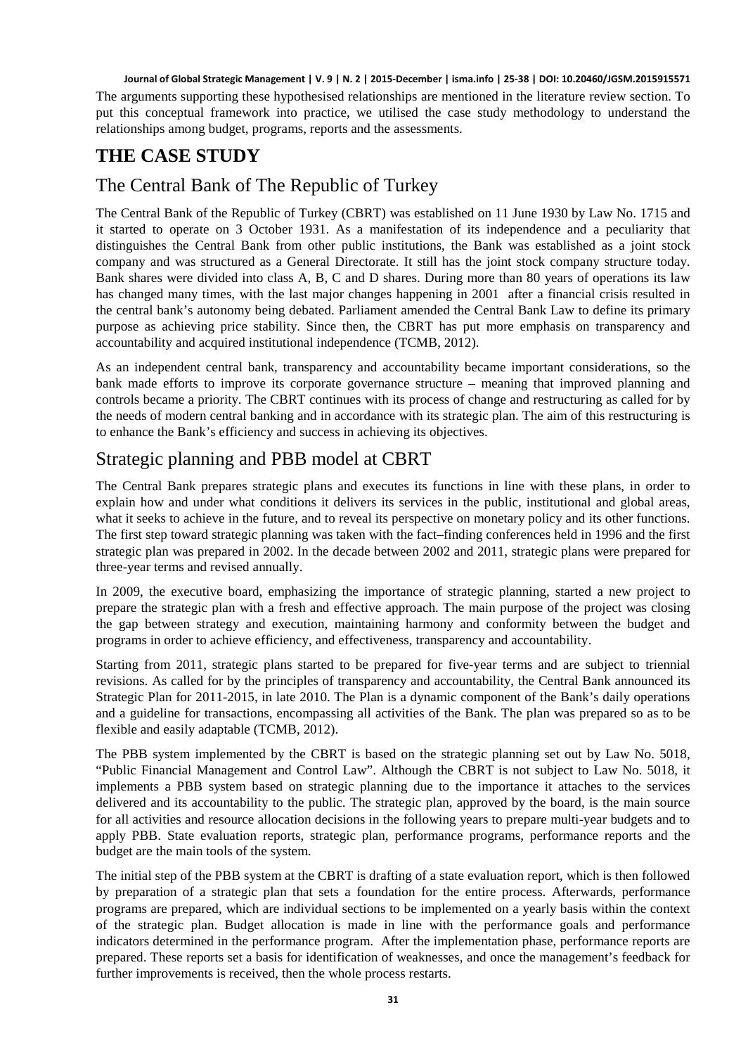The arguments supporting these hypothesised relationships are mentioned in the literature review section. To put this conceptual framework into practice, we utilised the case study methodology to understand the relationships among budget, programs, reports and the assessments.

# THE CASE STUDY

## The Central Bank of The Republic of Turkey

The Central Bank of the Republic of Turkey (CBRT) was established on 11 June 1930 by Law No. 1715 and it started to operate on 3 October 1931. As a manifestation of its independence and a peculiarity that distinguishes the Central Bank from other public institutions, the Bank was established as a joint stock company and was structured as a General Directorate. It still has the joint stock company structure today. Bank shares were divided into class A, B, C and D shares. During more than 80 years of operations its law has changed many times, with the last major changes happening in 2001 after a financial crisis resulted in the central bank's autonomy being debated. Parliament amended the Central Bank Law to define its primary purpose as achieving price stability. Since then, the CBRT has put more emphasis on transparency and accountability and acquired institutional independence (TCMB, 2012).

As an independent central bank, transparency and accountability became important considerations, so the bank made efforts to improve its corporate governance structure – meaning that improved planning and controls became a priority. The CBRT continues with its process of change and restructuring as called for by the needs of modern central banking and in accordance with its strategic plan. The aim of this restructuring is to enhance the Bank's efficiency and success in achieving its objectives.

## Strategic planning and PBB model at CBRT

The Central Bank prepares strategic plans and executes its functions in line with these plans, in order to explain how and under what conditions it delivers its services in the public, institutional and global areas, what it seeks to achieve in the future, and to reveal its perspective on monetary policy and its other functions. The first step toward strategic planning was taken with the fact–finding conferences held in 1996 and the first strategic plan was prepared in 2002. In the decade between 2002 and 2011, strategic plans were prepared for three-year terms and revised annually.

In 2009, the executive board, emphasizing the importance of strategic planning, started a new project to prepare the strategic plan with a fresh and effective approach. The main purpose of the project was closing the gap between strategy and execution, maintaining harmony and conformity between the budget and programs in order to achieve efficiency, and effectiveness, transparency and accountability.

Starting from 2011, strategic plans started to be prepared for five-year terms and are subject to triennial revisions. As called for by the principles of transparency and accountability, the Central Bank announced its Strategic Plan for 2011-2015, in late 2010. The Plan is a dynamic component of the Bank's daily operations and a guideline for transactions, encompassing all activities of the Bank. The plan was prepared so as to be flexible and easily adaptable (TCMB, 2012).

The PBB system implemented by the CBRT is based on the strategic planning set out by Law No. 5018, "Public Financial Management and Control Law". Although the CBRT is not subject to Law No. 5018, it implements a PBB system based on strategic planning due to the importance it attaches to the services delivered and its accountability to the public. The strategic plan, approved by the board, is the main source for all activities and resource allocation decisions in the following years to prepare multi-year budgets and to apply PBB. State evaluation reports, strategic plan, performance programs, performance reports and the budget are the main tools of the system.

The initial step of the PBB system at the CBRT is drafting of a state evaluation report, which is then followed by preparation of a strategic plan that sets a foundation for the entire process. Afterwards, performance programs are prepared, which are individual sections to be implemented on a yearly basis within the context of the strategic plan. Budget allocation is made in line with the performance goals and performance indicators determined in the performance program. After the implementation phase, performance reports are prepared. These reports set a basis for identification of weaknesses, and once the management's feedback for further improvements is received, then the whole process restarts.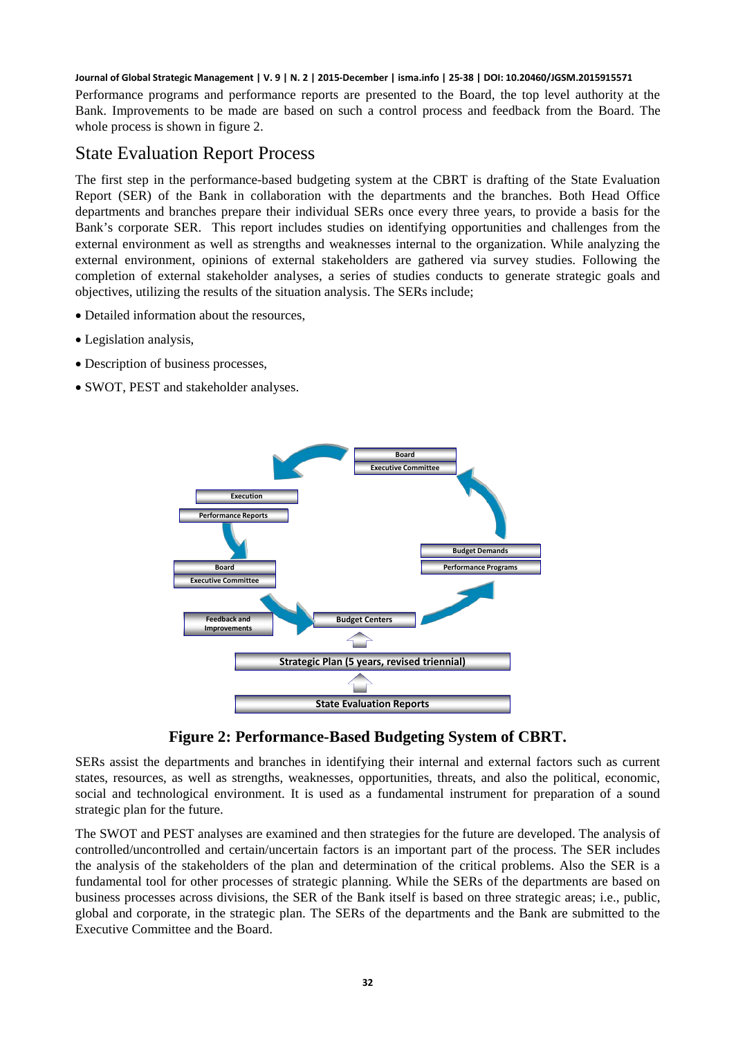Performance programs and performance reports are presented to the Board, the top level authority at the Bank. Improvements to be made are based on such a control process and feedback from the Board. The whole process is shown in figure 2.

## State Evaluation Report Process

The first step in the performance-based budgeting system at the CBRT is drafting of the State Evaluation Report (SER) of the Bank in collaboration with the departments and the branches. Both Head Office departments and branches prepare their individual SERs once every three years, to provide a basis for the Bank's corporate SER. This report includes studies on identifying opportunities and challenges from the external environment as well as strengths and weaknesses internal to the organization. While analyzing the external environment, opinions of external stakeholders are gathered via survey studies. Following the completion of external stakeholder analyses, a series of studies conducts to generate strategic goals and objectives, utilizing the results of the situation analysis. The SERs include;

- Detailed information about the resources,
- Legislation analysis,
- Description of business processes,
- SWOT, PEST and stakeholder analyses.

Board / Executive Committee → Execution / Performance Reports → Board / Executive Committee → Feedback and Improvements → Budget Centers → Budget Demands / Performance Programs → Board / Executive Committee

State Evaluation Reports → Strategic Plan (5 years, revised triennial) → Budget Centers

**Figure 2: Performance-Based Budgeting System of CBRT.**

SERs assist the departments and branches in identifying their internal and external factors such as current states, resources, as well as strengths, weaknesses, opportunities, threats, and also the political, economic, social and technological environment. It is used as a fundamental instrument for preparation of a sound strategic plan for the future.

The SWOT and PEST analyses are examined and then strategies for the future are developed. The analysis of controlled/uncontrolled and certain/uncertain factors is an important part of the process. The SER includes the analysis of the stakeholders of the plan and determination of the critical problems. Also the SER is a fundamental tool for other processes of strategic planning. While the SERs of the departments are based on business processes across divisions, the SER of the Bank itself is based on three strategic areas; i.e., public, global and corporate, in the strategic plan. The SERs of the departments and the Bank are submitted to the Executive Committee and the Board.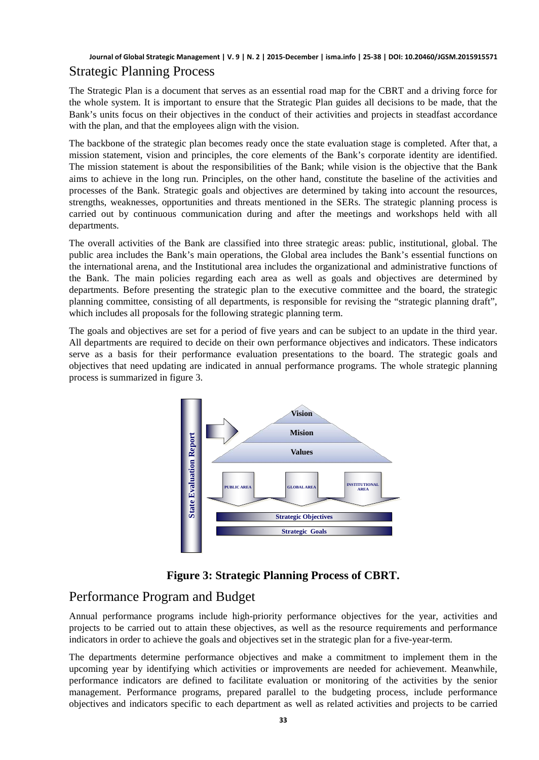## Strategic Planning Process

The Strategic Plan is a document that serves as an essential road map for the CBRT and a driving force for the whole system. It is important to ensure that the Strategic Plan guides all decisions to be made, that the Bank's units focus on their objectives in the conduct of their activities and projects in steadfast accordance with the plan, and that the employees align with the vision.

The backbone of the strategic plan becomes ready once the state evaluation stage is completed. After that, a mission statement, vision and principles, the core elements of the Bank's corporate identity are identified. The mission statement is about the responsibilities of the Bank; while vision is the objective that the Bank aims to achieve in the long run. Principles, on the other hand, constitute the baseline of the activities and processes of the Bank. Strategic goals and objectives are determined by taking into account the resources, strengths, weaknesses, opportunities and threats mentioned in the SERs. The strategic planning process is carried out by continuous communication during and after the meetings and workshops held with all departments.

The overall activities of the Bank are classified into three strategic areas: public, institutional, global. The public area includes the Bank's main operations, the Global area includes the Bank's essential functions on the international arena, and the Institutional area includes the organizational and administrative functions of the Bank. The main policies regarding each area as well as goals and objectives are determined by departments. Before presenting the strategic plan to the executive committee and the board, the strategic planning committee, consisting of all departments, is responsible for revising the "strategic planning draft", which includes all proposals for the following strategic planning term.

The goals and objectives are set for a period of five years and can be subject to an update in the third year. All departments are required to decide on their own performance objectives and indicators. These indicators serve as a basis for their performance evaluation presentations to the board. The strategic goals and objectives that need updating are indicated in annual performance programs. The whole strategic planning process is summarized in figure 3.

**Figure 3: Strategic Planning Process of CBRT.**

## Performance Program and Budget

Annual performance programs include high-priority performance objectives for the year, activities and projects to be carried out to attain these objectives, as well as the resource requirements and performance indicators in order to achieve the goals and objectives set in the strategic plan for a five-year-term.

The departments determine performance objectives and make a commitment to implement them in the upcoming year by identifying which activities or improvements are needed for achievement. Meanwhile, performance indicators are defined to facilitate evaluation or monitoring of the activities by the senior management. Performance programs, prepared parallel to the budgeting process, include performance objectives and indicators specific to each department as well as related activities and projects to be carried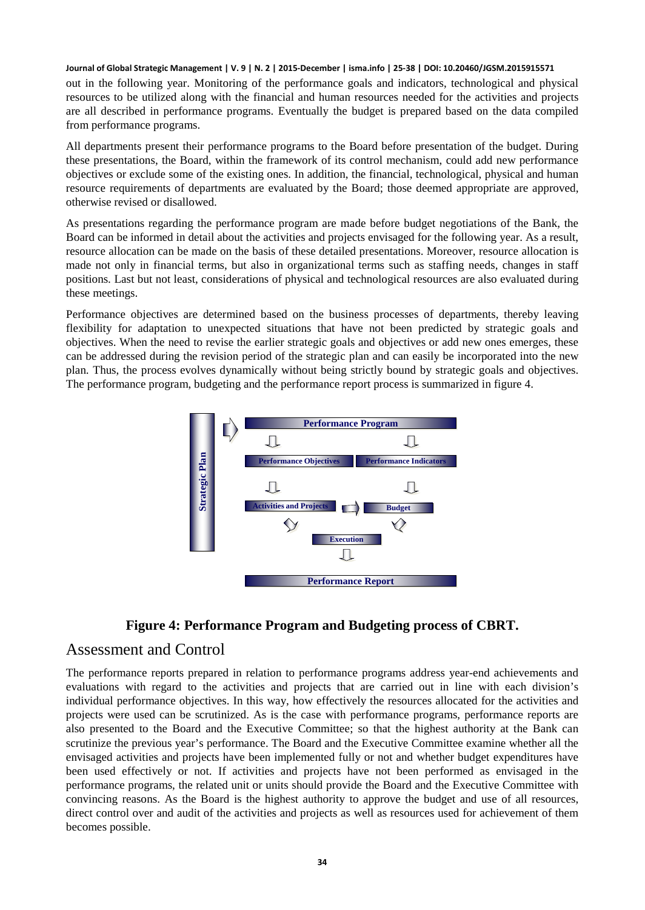out in the following year. Monitoring of the performance goals and indicators, technological and physical resources to be utilized along with the financial and human resources needed for the activities and projects are all described in performance programs. Eventually the budget is prepared based on the data compiled from performance programs.

All departments present their performance programs to the Board before presentation of the budget. During these presentations, the Board, within the framework of its control mechanism, could add new performance objectives or exclude some of the existing ones. In addition, the financial, technological, physical and human resource requirements of departments are evaluated by the Board; those deemed appropriate are approved, otherwise revised or disallowed.

As presentations regarding the performance program are made before budget negotiations of the Bank, the Board can be informed in detail about the activities and projects envisaged for the following year. As a result, resource allocation can be made on the basis of these detailed presentations. Moreover, resource allocation is made not only in financial terms, but also in organizational terms such as staffing needs, changes in staff positions. Last but not least, considerations of physical and technological resources are also evaluated during these meetings.

Performance objectives are determined based on the business processes of departments, thereby leaving flexibility for adaptation to unexpected situations that have not been predicted by strategic goals and objectives. When the need to revise the earlier strategic goals and objectives or add new ones emerges, these can be addressed during the revision period of the strategic plan and can easily be incorporated into the new plan. Thus, the process evolves dynamically without being strictly bound by strategic goals and objectives. The performance program, budgeting and the performance report process is summarized in figure 4.

Strategic Plan

Performance Program

Performance Objectives | Performance Indicators

Activities and Projects | Budget

Execution

Performance Report

**Figure 4: Performance Program and Budgeting process of CBRT.**

## Assessment and Control

The performance reports prepared in relation to performance programs address year-end achievements and evaluations with regard to the activities and projects that are carried out in line with each division's individual performance objectives. In this way, how effectively the resources allocated for the activities and projects were used can be scrutinized. As is the case with performance programs, performance reports are also presented to the Board and the Executive Committee; so that the highest authority at the Bank can scrutinize the previous year's performance. The Board and the Executive Committee examine whether all the envisaged activities and projects have been implemented fully or not and whether budget expenditures have been used effectively or not. If activities and projects have not been performed as envisaged in the performance programs, the related unit or units should provide the Board and the Executive Committee with convincing reasons. As the Board is the highest authority to approve the budget and use of all resources, direct control over and audit of the activities and projects as well as resources used for achievement of them becomes possible.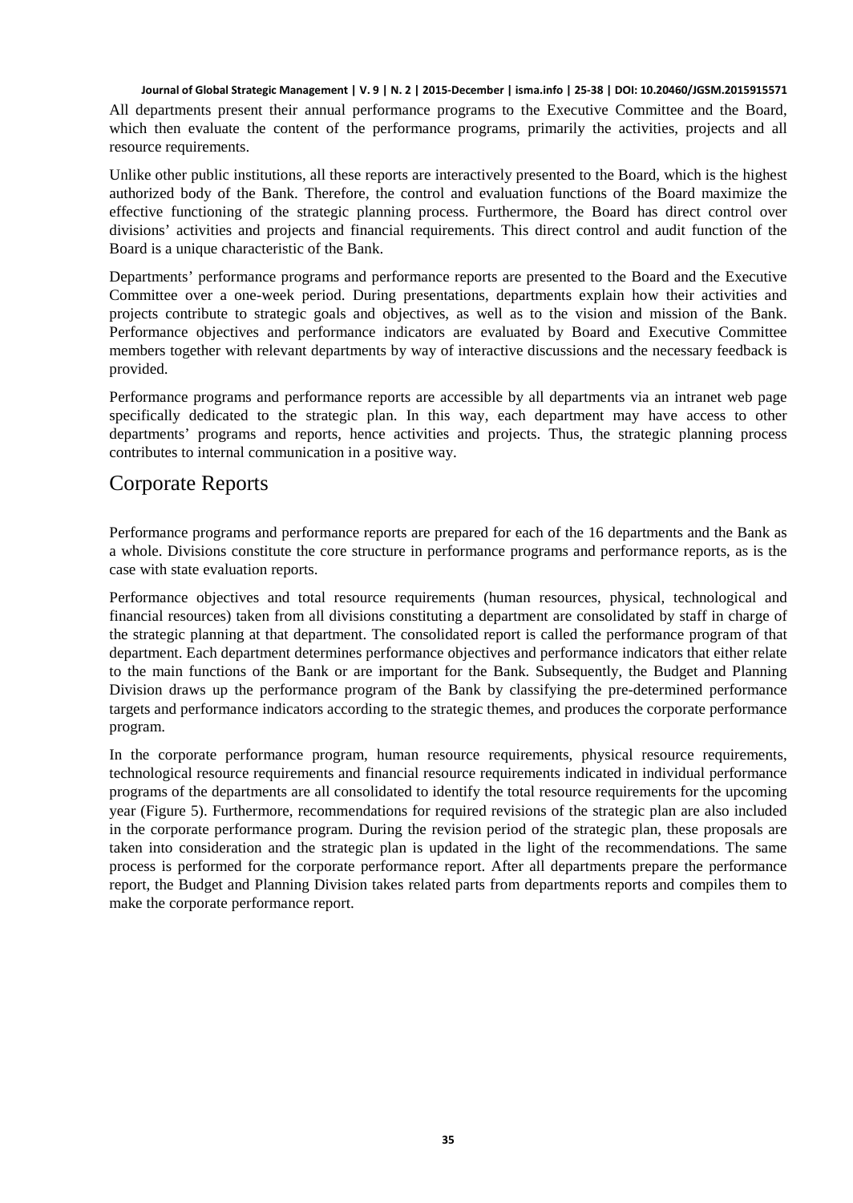All departments present their annual performance programs to the Executive Committee and the Board, which then evaluate the content of the performance programs, primarily the activities, projects and all resource requirements.

Unlike other public institutions, all these reports are interactively presented to the Board, which is the highest authorized body of the Bank. Therefore, the control and evaluation functions of the Board maximize the effective functioning of the strategic planning process. Furthermore, the Board has direct control over divisions' activities and projects and financial requirements. This direct control and audit function of the Board is a unique characteristic of the Bank.

Departments' performance programs and performance reports are presented to the Board and the Executive Committee over a one-week period. During presentations, departments explain how their activities and projects contribute to strategic goals and objectives, as well as to the vision and mission of the Bank. Performance objectives and performance indicators are evaluated by Board and Executive Committee members together with relevant departments by way of interactive discussions and the necessary feedback is provided.

Performance programs and performance reports are accessible by all departments via an intranet web page specifically dedicated to the strategic plan. In this way, each department may have access to other departments' programs and reports, hence activities and projects. Thus, the strategic planning process contributes to internal communication in a positive way.

## Corporate Reports

Performance programs and performance reports are prepared for each of the 16 departments and the Bank as a whole. Divisions constitute the core structure in performance programs and performance reports, as is the case with state evaluation reports.

Performance objectives and total resource requirements (human resources, physical, technological and financial resources) taken from all divisions constituting a department are consolidated by staff in charge of the strategic planning at that department. The consolidated report is called the performance program of that department. Each department determines performance objectives and performance indicators that either relate to the main functions of the Bank or are important for the Bank. Subsequently, the Budget and Planning Division draws up the performance program of the Bank by classifying the pre-determined performance targets and performance indicators according to the strategic themes, and produces the corporate performance program.

In the corporate performance program, human resource requirements, physical resource requirements, technological resource requirements and financial resource requirements indicated in individual performance programs of the departments are all consolidated to identify the total resource requirements for the upcoming year (Figure 5). Furthermore, recommendations for required revisions of the strategic plan are also included in the corporate performance program. During the revision period of the strategic plan, these proposals are taken into consideration and the strategic plan is updated in the light of the recommendations. The same process is performed for the corporate performance report. After all departments prepare the performance report, the Budget and Planning Division takes related parts from departments reports and compiles them to make the corporate performance report.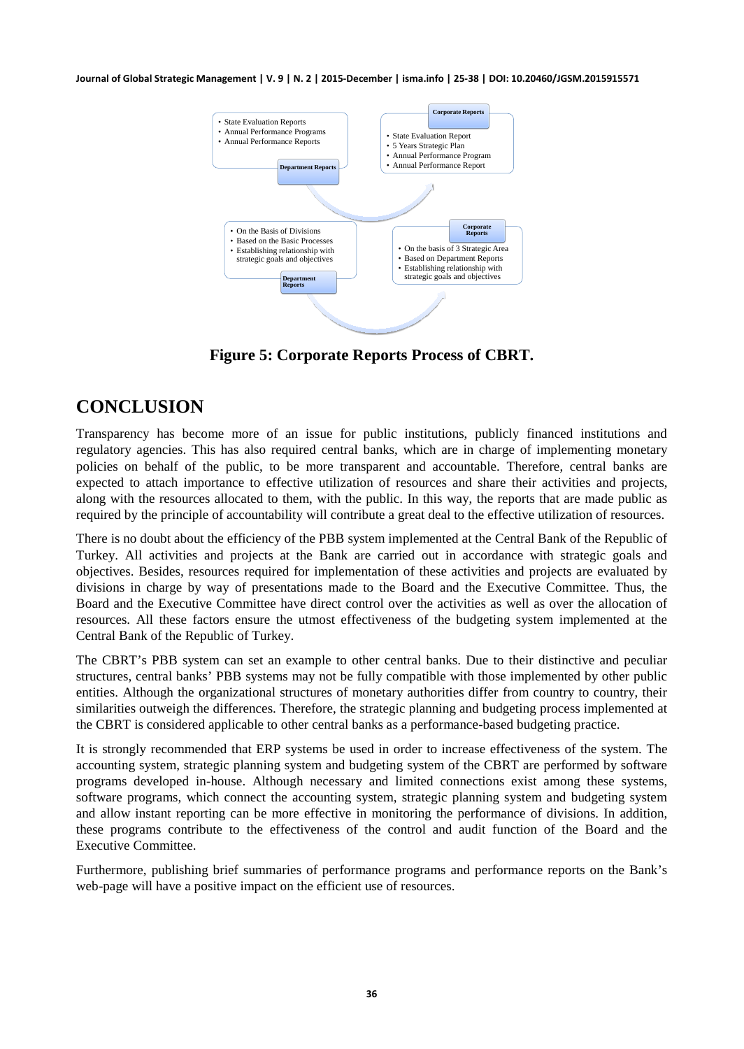- State Evaluation Reports
- Annual Performance Programs
- Annual Performance Reports

**Department Reports**

**Corporate Reports**

- State Evaluation Report
- 5 Years Strategic Plan
- Annual Performance Program
- Annual Performance Report

- On the Basis of Divisions
- Based on the Basic Processes
- Establishing relationship with strategic goals and objectives

**Department Reports**

**Corporate Reports**

- On the basis of 3 Strategic Area
- Based on Department Reports
- Establishing relationship with strategic goals and objectives

**Figure 5: Corporate Reports Process of CBRT.**

## CONCLUSION

Transparency has become more of an issue for public institutions, publicly financed institutions and regulatory agencies. This has also required central banks, which are in charge of implementing monetary policies on behalf of the public, to be more transparent and accountable. Therefore, central banks are expected to attach importance to effective utilization of resources and share their activities and projects, along with the resources allocated to them, with the public. In this way, the reports that are made public as required by the principle of accountability will contribute a great deal to the effective utilization of resources.

There is no doubt about the efficiency of the PBB system implemented at the Central Bank of the Republic of Turkey. All activities and projects at the Bank are carried out in accordance with strategic goals and objectives. Besides, resources required for implementation of these activities and projects are evaluated by divisions in charge by way of presentations made to the Board and the Executive Committee. Thus, the Board and the Executive Committee have direct control over the activities as well as over the allocation of resources. All these factors ensure the utmost effectiveness of the budgeting system implemented at the Central Bank of the Republic of Turkey.

The CBRT's PBB system can set an example to other central banks. Due to their distinctive and peculiar structures, central banks' PBB systems may not be fully compatible with those implemented by other public entities. Although the organizational structures of monetary authorities differ from country to country, their similarities outweigh the differences. Therefore, the strategic planning and budgeting process implemented at the CBRT is considered applicable to other central banks as a performance-based budgeting practice.

It is strongly recommended that ERP systems be used in order to increase effectiveness of the system. The accounting system, strategic planning system and budgeting system of the CBRT are performed by software programs developed in-house. Although necessary and limited connections exist among these systems, software programs, which connect the accounting system, strategic planning system and budgeting system and allow instant reporting can be more effective in monitoring the performance of divisions. In addition, these programs contribute to the effectiveness of the control and audit function of the Board and the Executive Committee.

Furthermore, publishing brief summaries of performance programs and performance reports on the Bank's web-page will have a positive impact on the efficient use of resources.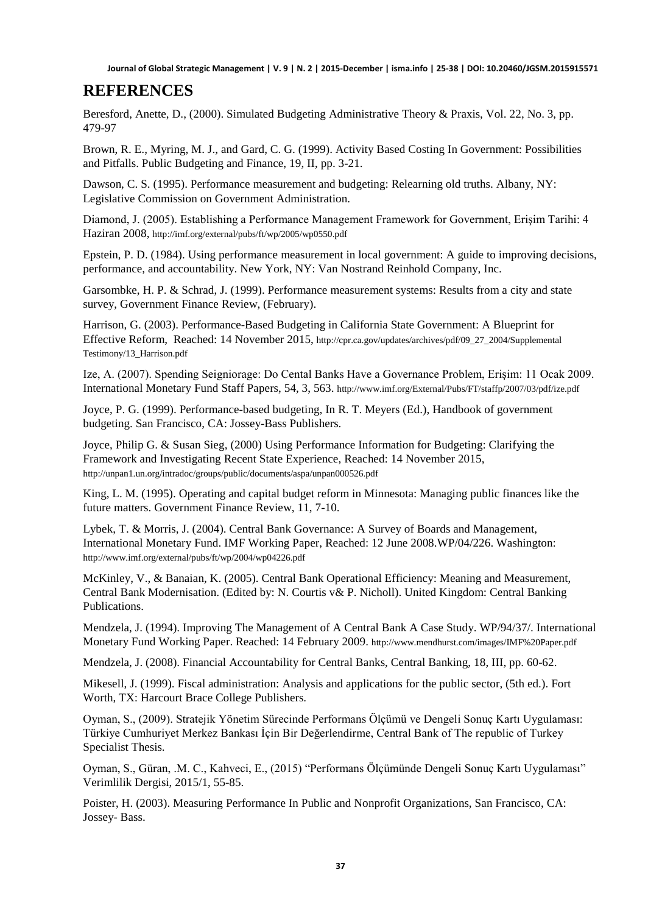## REFERENCES

Beresford, Anette, D., (2000). Simulated Budgeting Administrative Theory & Praxis, Vol. 22, No. 3, pp. 479-97

Brown, R. E., Myring, M. J., and Gard, C. G. (1999). Activity Based Costing In Government: Possibilities and Pitfalls. Public Budgeting and Finance, 19, II, pp. 3-21.

Dawson, C. S. (1995). Performance measurement and budgeting: Relearning old truths. Albany, NY: Legislative Commission on Government Administration.

Diamond, J. (2005). Establishing a Performance Management Framework for Government, Erişim Tarihi: 4 Haziran 2008, http://imf.org/external/pubs/ft/wp/2005/wp0550.pdf

Epstein, P. D. (1984). Using performance measurement in local government: A guide to improving decisions, performance, and accountability. New York, NY: Van Nostrand Reinhold Company, Inc.

Garsombke, H. P. & Schrad, J. (1999). Performance measurement systems: Results from a city and state survey, Government Finance Review, (February).

Harrison, G. (2003). Performance-Based Budgeting in California State Government: A Blueprint for Effective Reform, Reached: 14 November 2015, http://cpr.ca.gov/updates/archives/pdf/09_27_2004/Supplemental Testimony/13_Harrison.pdf

Ize, A. (2007). Spending Seigniorage: Do Cental Banks Have a Governance Problem, Erişim: 11 Ocak 2009. International Monetary Fund Staff Papers, 54, 3, 563. http://www.imf.org/External/Pubs/FT/staffp/2007/03/pdf/ize.pdf

Joyce, P. G. (1999). Performance-based budgeting, In R. T. Meyers (Ed.), Handbook of government budgeting. San Francisco, CA: Jossey-Bass Publishers.

Joyce, Philip G. & Susan Sieg, (2000) Using Performance Information for Budgeting: Clarifying the Framework and Investigating Recent State Experience, Reached: 14 November 2015, http://unpan1.un.org/intradoc/groups/public/documents/aspa/unpan000526.pdf

King, L. M. (1995). Operating and capital budget reform in Minnesota: Managing public finances like the future matters. Government Finance Review, 11, 7-10.

Lybek, T. & Morris, J. (2004). Central Bank Governance: A Survey of Boards and Management, International Monetary Fund. IMF Working Paper, Reached: 12 June 2008.WP/04/226. Washington: http://www.imf.org/external/pubs/ft/wp/2004/wp04226.pdf

McKinley, V., & Banaian, K. (2005). Central Bank Operational Efficiency: Meaning and Measurement, Central Bank Modernisation. (Edited by: N. Courtis v& P. Nicholl). United Kingdom: Central Banking Publications.

Mendzela, J. (1994). Improving The Management of A Central Bank A Case Study. WP/94/37/. International Monetary Fund Working Paper. Reached: 14 February 2009. http://www.mendhurst.com/images/IMF%20Paper.pdf

Mendzela, J. (2008). Financial Accountability for Central Banks, Central Banking, 18, III, pp. 60-62.

Mikesell, J. (1999). Fiscal administration: Analysis and applications for the public sector, (5th ed.). Fort Worth, TX: Harcourt Brace College Publishers.

Oyman, S., (2009). Stratejik Yönetim Sürecinde Performans Ölçümü ve Dengeli Sonuç Kartı Uygulaması: Türkiye Cumhuriyet Merkez Bankası İçin Bir Değerlendirme, Central Bank of The republic of Turkey Specialist Thesis.

Oyman, S., Güran, .M. C., Kahveci, E., (2015) "Performans Ölçümünde Dengeli Sonuç Kartı Uygulaması" Verimlilik Dergisi, 2015/1, 55-85.

Poister, H. (2003). Measuring Performance In Public and Nonprofit Organizations, San Francisco, CA: Jossey- Bass.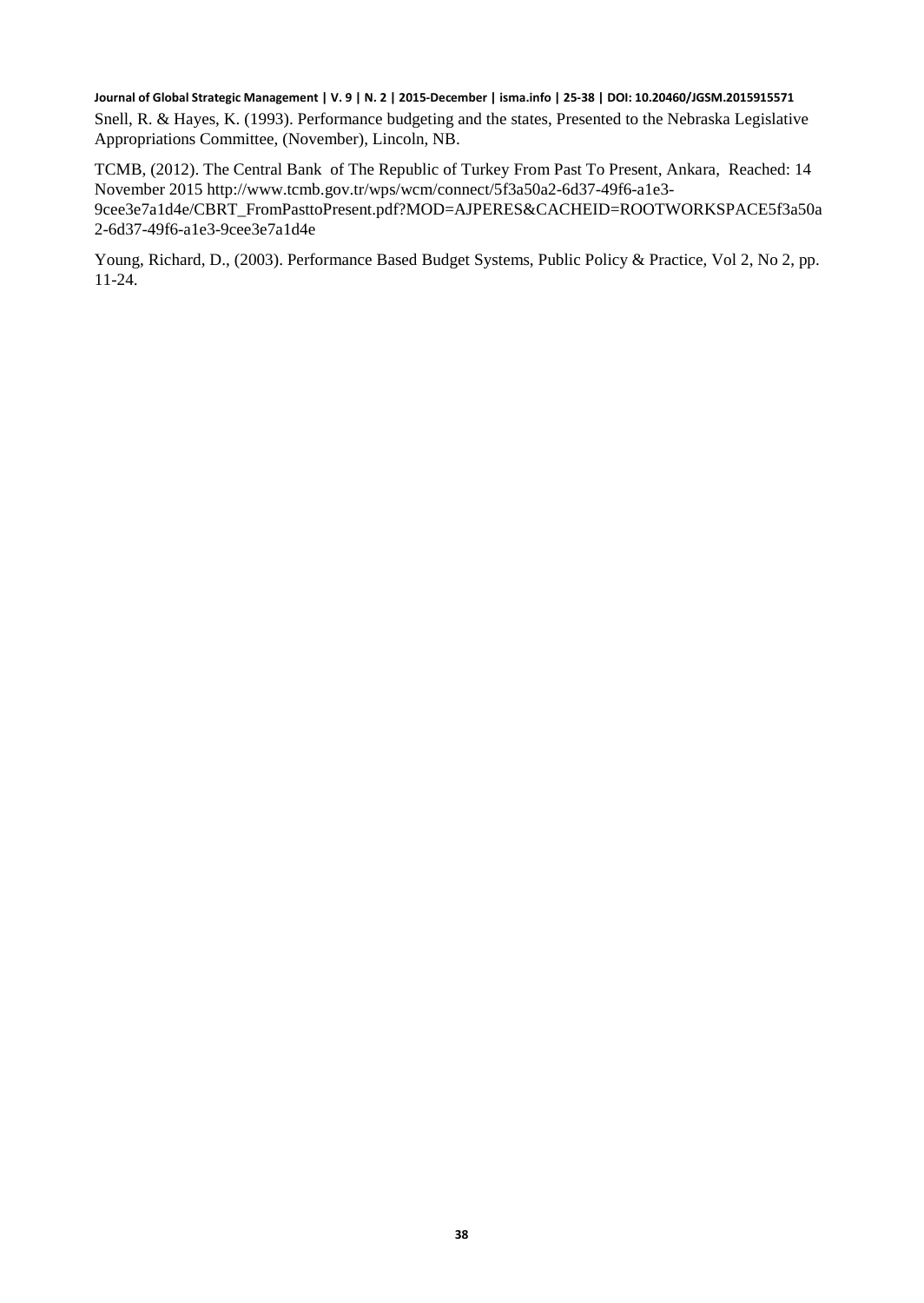Snell, R. & Hayes, K. (1993). Performance budgeting and the states, Presented to the Nebraska Legislative Appropriations Committee, (November), Lincoln, NB.

TCMB, (2012). The Central Bank of The Republic of Turkey From Past To Present, Ankara, Reached: 14 November 2015 http://www.tcmb.gov.tr/wps/wcm/connect/5f3a50a2-6d37-49f6-a1e3-9cee3e7a1d4e/CBRT_FromPasttoPresent.pdf?MOD=AJPERES&CACHEID=ROOTWORKSPACE5f3a50a2-6d37-49f6-a1e3-9cee3e7a1d4e

Young, Richard, D., (2003). Performance Based Budget Systems, Public Policy & Practice, Vol 2, No 2, pp. 11-24.